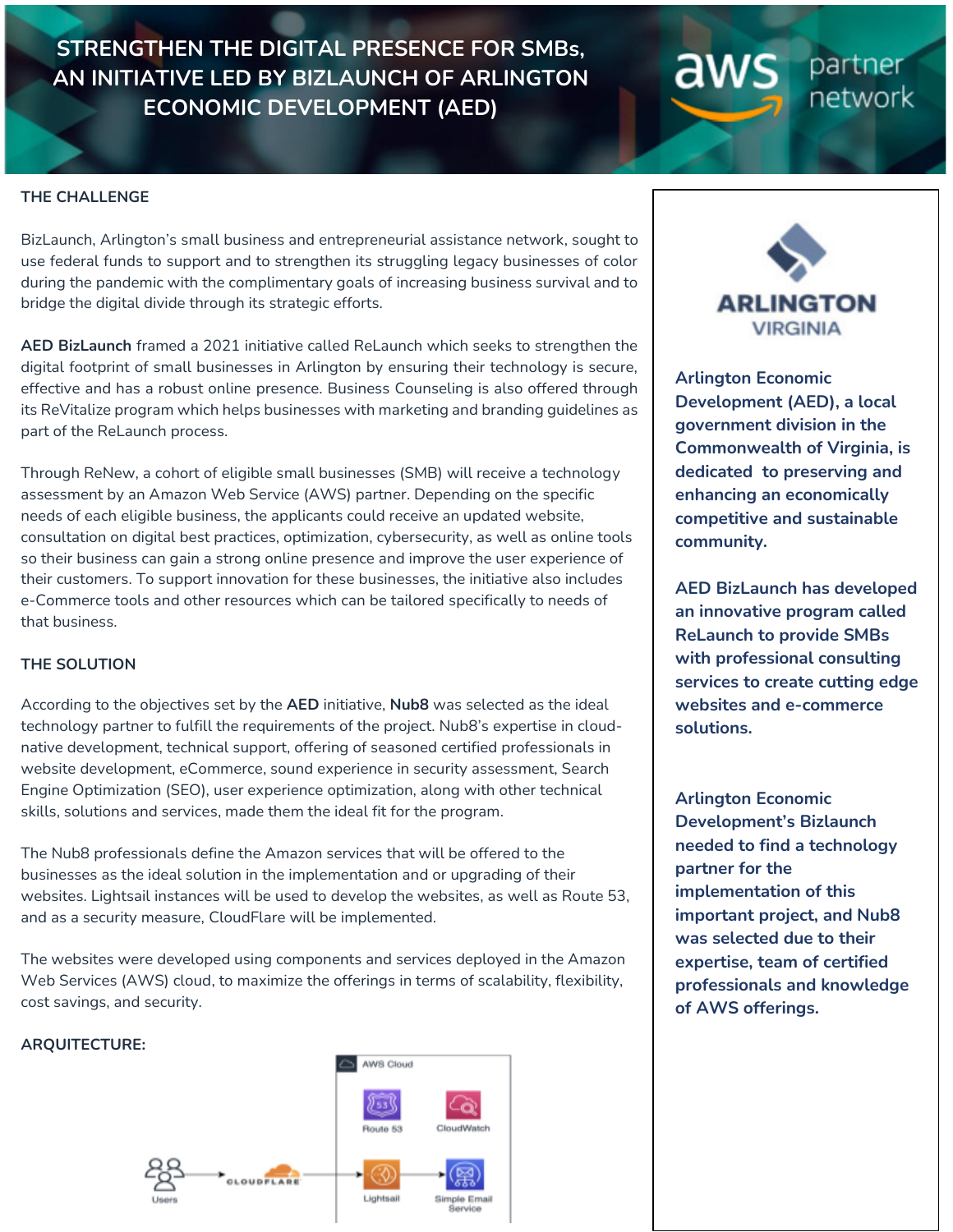# STRENGTHEN THE DIGITAL PRESENCE FOR SMBs, AN INITIATIVE LED BY BIZLAUNCH OF ARLINGTON ECONOMIC DEVELOPMENT (AED)

## THE CHALLENGE

BizLaunch, Arlington's small business and entrepreneurial assistance network, sought to use federal funds to support and to strengthen its struggling legacy businesses of color during the pandemic with the complimentary goals of increasing business survival and to bridge the digital divide through its strategic efforts.

**AED BizLaunch** framed a 2021 initiative called ReLaunch which seeks to strengthen the digital footprint of small businesses in Arlington by ensuring their technology is secure, effective and has a robust online presence. Business Counseling is also offered through its ReVitalize program which helps businesses with marketing and branding guidelines as part of the ReLaunch process.

Through ReNew, a cohort of eligible small businesses (SMB) will receive a technology assessment by an Amazon Web Service (AWS) partner. Depending on the specific needs of each eligible business, the applicants could receive an updated website, consultation on digital best practices, optimization, cybersecurity, as well as online tools so their business can gain a strong online presence and improve the user experience of their customers. To support innovation for these businesses, the initiative also includes e-Commerce tools and other resources which can be tailored specifically to needs of that business.

## THE SOLUTION

According to the objectives set by the **AED** initiative, **Nub8** was selected as the ideal technology partner to fulfill the requirements of the project. Nub8's expertise in cloud-native development, technical support, offering of seasoned certified professionals in website development, eCommerce, sound experience in security assessment, Search Engine Optimization (SEO), user experience optimization, along with other technical skills, solutions and services, made them the ideal fit for the program.

The Nub8 professionals define the Amazon services that will be offered to the businesses as the ideal solution in the implementation and or upgrading of their websites. Lightsail instances will be used to develop the websites, as well as Route 53, and as a security measure, CloudFlare will be implemented.

The websites were developed using components and services deployed in the Amazon Web Services (AWS) cloud, to maximize the offerings in terms of scalability, flexibility, cost savings, and security.

## ARQUITECTURE:

**ARLINGTON VIRGINIA**

**Arlington Economic Development (AED), a local government division in the Commonwealth of Virginia, is dedicated to preserving and enhancing an economically competitive and sustainable community.**

**AED BizLaunch has developed an innovative program called ReLaunch to provide SMBs with professional consulting services to create cutting edge websites and e-commerce solutions.**

**Arlington Economic Development's Bizlaunch needed to find a technology partner for the implementation of this important project, and Nub8 was selected due to their expertise, team of certified professionals and knowledge of AWS offerings.**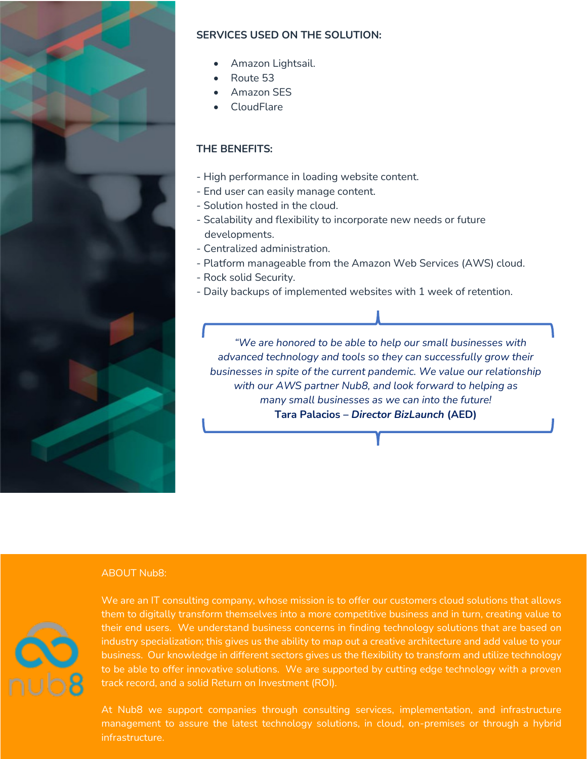## SERVICES USED ON THE SOLUTION:

- Amazon Lightsail.
- Route 53
- Amazon SES
- CloudFlare

## THE BENEFITS:

- High performance in loading website content.
- End user can easily manage content.
- Solution hosted in the cloud.
- Scalability and flexibility to incorporate new needs or future developments.
- Centralized administration.
- Platform manageable from the Amazon Web Services (AWS) cloud.
- Rock solid Security.
- Daily backups of implemented websites with 1 week of retention.

> *"We are honored to be able to help our small businesses with advanced technology and tools so they can successfully grow their businesses in spite of the current pandemic. We value our relationship with our AWS partner Nub8, and look forward to helping as many small businesses as we can into the future!*
>
> **Tara Palacios – *Director BizLaunch* (AED)**

ABOUT Nub8:

We are an IT consulting company, whose mission is to offer our customers cloud solutions that allows them to digitally transform themselves into a more competitive business and in turn, creating value to their end users. We understand business concerns in finding technology solutions that are based on industry specialization; this gives us the ability to map out a creative architecture and add value to your business. Our knowledge in different sectors gives us the flexibility to transform and utilize technology to be able to offer innovative solutions. We are supported by cutting edge technology with a proven track record, and a solid Return on Investment (ROI).

At Nub8 we support companies through consulting services, implementation, and infrastructure management to assure the latest technology solutions, in cloud, on-premises or through a hybrid infrastructure.